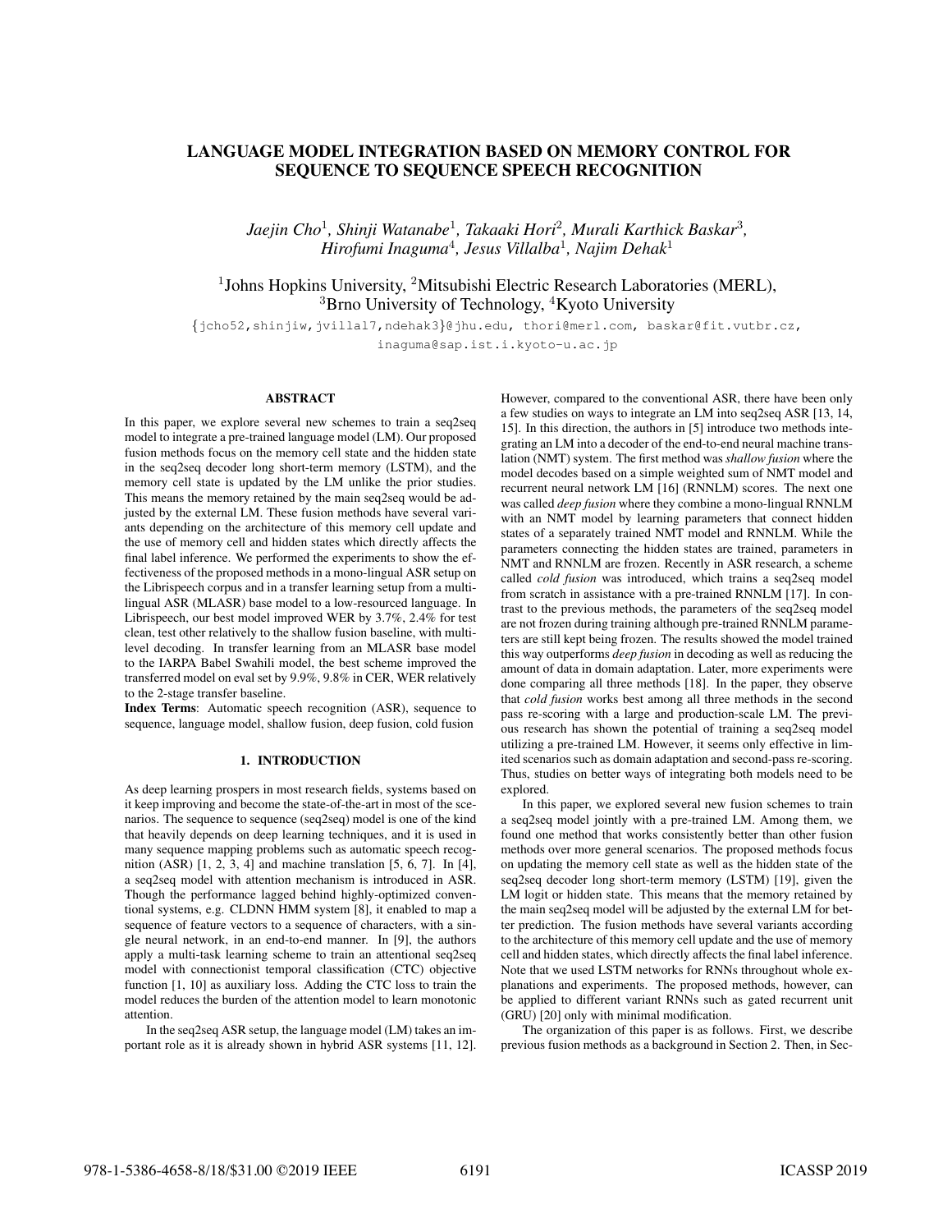# LANGUAGE MODEL INTEGRATION BASED ON MEMORY CONTROL FOR SEQUENCE TO SEQUENCE SPEECH RECOGNITION

*Jaejin Cho*[1], *Shinji Watanabe*[1], *Takaaki Hori*[2], *Murali Karthick Baskar*[3], *Hirofumi Inaguma*[4], *Jesus Villalba*[1], *Najim Dehak*[1]

[1]Johns Hopkins University, [2]Mitsubishi Electric Research Laboratories (MERL), [3]Brno University of Technology, [4]Kyoto University

{jcho52,shinjiw,jvillal7,ndehak3}@jhu.edu, thori@merl.com, baskar@fit.vutbr.cz, inaguma@sap.ist.i.kyoto-u.ac.jp

## ABSTRACT

In this paper, we explore several new schemes to train a seq2seq model to integrate a pre-trained language model (LM). Our proposed fusion methods focus on the memory cell state and the hidden state in the seq2seq decoder long short-term memory (LSTM), and the memory cell state is updated by the LM unlike the prior studies. This means the memory retained by the main seq2seq would be adjusted by the external LM. These fusion methods have several variants depending on the architecture of this memory cell update and the use of memory cell and hidden states which directly affects the final label inference. We performed the experiments to show the effectiveness of the proposed methods in a mono-lingual ASR setup on the Librispeech corpus and in a transfer learning setup from a multilingual ASR (MLASR) base model to a low-resourced language. In Librispeech, our best model improved WER by 3.7%, 2.4% for test clean, test other relatively to the shallow fusion baseline, with multi-level decoding. In transfer learning from an MLASR base model to the IARPA Babel Swahili model, the best scheme improved the transferred model on eval set by 9.9%, 9.8% in CER, WER relatively to the 2-stage transfer baseline.

**Index Terms**: Automatic speech recognition (ASR), sequence to sequence, language model, shallow fusion, deep fusion, cold fusion

## 1. INTRODUCTION

As deep learning prospers in most research fields, systems based on it keep improving and become the state-of-the-art in most of the scenarios. The sequence to sequence (seq2seq) model is one of the kind that heavily depends on deep learning techniques, and it is used in many sequence mapping problems such as automatic speech recognition (ASR) [1, 2, 3, 4] and machine translation [5, 6, 7]. In [4], a seq2seq model with attention mechanism is introduced in ASR. Though the performance lagged behind highly-optimized conventional systems, e.g. CLDNN HMM system [8], it enabled to map a sequence of feature vectors to a sequence of characters, with a single neural network, in an end-to-end manner. In [9], the authors apply a multi-task learning scheme to train an attentional seq2seq model with connectionist temporal classification (CTC) objective function [1, 10] as auxiliary loss. Adding the CTC loss to train the model reduces the burden of the attention model to learn monotonic attention.

In the seq2seq ASR setup, the language model (LM) takes an important role as it is already shown in hybrid ASR systems [11, 12]. However, compared to the conventional ASR, there have been only a few studies on ways to integrate an LM into seq2seq ASR [13, 14, 15]. In this direction, the authors in [5] introduce two methods integrating an LM into a decoder of the end-to-end neural machine translation (NMT) system. The first method was *shallow fusion* where the model decodes based on a simple weighted sum of NMT model and recurrent neural network LM [16] (RNNLM) scores. The next one was called *deep fusion* where they combine a mono-lingual RNNLM with an NMT model by learning parameters that connect hidden states of a separately trained NMT model and RNNLM. While the parameters connecting the hidden states are trained, parameters in NMT and RNNLM are frozen. Recently in ASR research, a scheme called *cold fusion* was introduced, which trains a seq2seq model from scratch in assistance with a pre-trained RNNLM [17]. In contrast to the previous methods, the parameters of the seq2seq model are not frozen during training although pre-trained RNNLM parameters are still kept being frozen. The results showed the model trained this way outperforms *deep fusion* in decoding as well as reducing the amount of data in domain adaptation. Later, more experiments were done comparing all three methods [18]. In the paper, they observe that *cold fusion* works best among all three methods in the second pass re-scoring with a large and production-scale LM. The previous research has shown the potential of training a seq2seq model utilizing a pre-trained LM. However, it seems only effective in limited scenarios such as domain adaptation and second-pass re-scoring. Thus, studies on better ways of integrating both models need to be explored.

In this paper, we explored several new fusion schemes to train a seq2seq model jointly with a pre-trained LM. Among them, we found one method that works consistently better than other fusion methods over more general scenarios. The proposed methods focus on updating the memory cell state as well as the hidden state of the seq2seq decoder long short-term memory (LSTM) [19], given the LM logit or hidden state. This means that the memory retained by the main seq2seq model will be adjusted by the external LM for better prediction. The fusion methods have several variants according to the architecture of this memory cell update and the use of memory cell and hidden states, which directly affects the final label inference. Note that we used LSTM networks for RNNs throughout whole explanations and experiments. The proposed methods, however, can be applied to different variant RNNs such as gated recurrent unit (GRU) [20] only with minimal modification.

The organization of this paper is as follows. First, we describe previous fusion methods as a background in Section 2. Then, in Sec-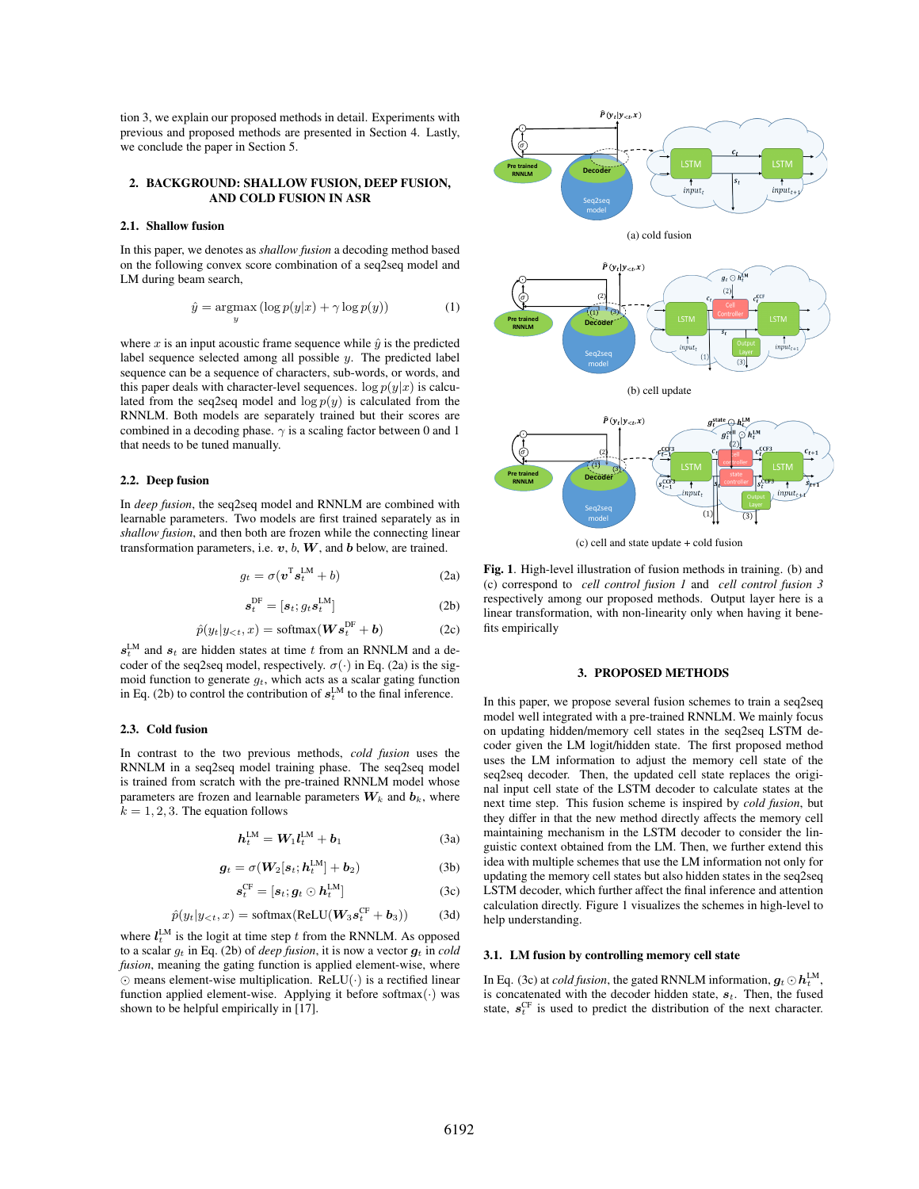tion 3, we explain our proposed methods in detail. Experiments with previous and proposed methods are presented in Section 4. Lastly, we conclude the paper in Section 5.

## 2. BACKGROUND: SHALLOW FUSION, DEEP FUSION, AND COLD FUSION IN ASR

### 2.1. Shallow fusion

In this paper, we denotes as *shallow fusion* a decoding method based on the following convex score combination of a seq2seq model and LM during beam search,

$$\hat{y} = \underset{y}{\operatorname{argmax}} (\log p(y|x) + \gamma \log p(y)) \tag{1}$$

where $x$ is an input acoustic frame sequence while $\hat{y}$ is the predicted label sequence selected among all possible $y$. The predicted label sequence can be a sequence of characters, sub-words, or words, and this paper deals with character-level sequences. $\log p(y|x)$ is calculated from the seq2seq model and $\log p(y)$ is calculated from the RNNLM. Both models are separately trained but their scores are combined in a decoding phase. $\gamma$ is a scaling factor between 0 and 1 that needs to be tuned manually.

### 2.2. Deep fusion

In *deep fusion*, the seq2seq model and RNNLM are combined with learnable parameters. Two models are first trained separately as in *shallow fusion*, and then both are frozen while the connecting linear transformation parameters, i.e. $\boldsymbol{v}$, $b$, $\boldsymbol{W}$, and $\boldsymbol{b}$ below, are trained.

$$g_t = \sigma(\boldsymbol{v}^{\mathrm{T}} \boldsymbol{s}_t^{\mathrm{LM}} + b) \tag{2a}$$

$$\boldsymbol{s}_t^{\mathrm{DF}} = [\boldsymbol{s}_t; g_t \boldsymbol{s}_t^{\mathrm{LM}}] \tag{2b}$$

$$\hat{p}(y_t|y_{<t}, x) = \operatorname{softmax}(\boldsymbol{W} \boldsymbol{s}_t^{\mathrm{DF}} + \boldsymbol{b}) \tag{2c}$$

$\boldsymbol{s}_t^{\mathrm{LM}}$ and $\boldsymbol{s}_t$ are hidden states at time $t$ from an RNNLM and a decoder of the seq2seq model, respectively. $\sigma(\cdot)$ in Eq. (2a) is the sigmoid function to generate $g_t$, which acts as a scalar gating function in Eq. (2b) to control the contribution of $\boldsymbol{s}_t^{\mathrm{LM}}$ to the final inference.

### 2.3. Cold fusion

In contrast to the two previous methods, *cold fusion* uses the RNNLM in a seq2seq model training phase. The seq2seq model is trained from scratch with the pre-trained RNNLM model whose parameters are frozen and learnable parameters $\boldsymbol{W}_k$ and $\boldsymbol{b}_k$, where $k = 1, 2, 3$. The equation follows

$$\boldsymbol{h}_t^{\mathrm{LM}} = \boldsymbol{W}_1 \boldsymbol{l}_t^{\mathrm{LM}} + \boldsymbol{b}_1 \tag{3a}$$

$$\boldsymbol{g}_t = \sigma(\boldsymbol{W}_2 [\boldsymbol{s}_t; \boldsymbol{h}_t^{\mathrm{LM}}] + \boldsymbol{b}_2) \tag{3b}$$

$$\boldsymbol{s}_t^{\mathrm{CF}} = [\boldsymbol{s}_t; \boldsymbol{g}_t \odot \boldsymbol{h}_t^{\mathrm{LM}}] \tag{3c}$$

$$\hat{p}(y_t|y_{<t}, x) = \operatorname{softmax}(\operatorname{ReLU}(\boldsymbol{W}_3 \boldsymbol{s}_t^{\mathrm{CF}} + \boldsymbol{b}_3)) \tag{3d}$$

where $\boldsymbol{l}_t^{\mathrm{LM}}$ is the logit at time step $t$ from the RNNLM. As opposed to a scalar $g_t$ in Eq. (2b) of *deep fusion*, it is now a vector $\boldsymbol{g}_t$ in *cold fusion*, meaning the gating function is applied element-wise, where $\odot$ means element-wise multiplication. $\operatorname{ReLU}(\cdot)$ is a rectified linear function applied element-wise. Applying it before $\operatorname{softmax}(\cdot)$ was shown to be helpful empirically in [17].

(a) cold fusion

(b) cell update

(c) cell and state update + cold fusion

**Fig. 1**. High-level illustration of fusion methods in training. (b) and (c) correspond to *cell control fusion 1* and *cell control fusion 3* respectively among our proposed methods. Output layer here is a linear transformation, with non-linearity only when having it benefits empirically

## 3. PROPOSED METHODS

In this paper, we propose several fusion schemes to train a seq2seq model well integrated with a pre-trained RNNLM. We mainly focus on updating hidden/memory cell states in the seq2seq LSTM decoder given the LM logit/hidden state. The first proposed method uses the LM information to adjust the memory cell state of the seq2seq decoder. Then, the updated cell state replaces the original input cell state of the LSTM decoder to calculate states at the next time step. This fusion scheme is inspired by *cold fusion*, but they differ in that the new method directly affects the memory cell maintaining mechanism in the LSTM decoder to consider the linguistic context obtained from the LM. Then, we further extend this idea with multiple schemes that use the LM information not only for updating the memory cell states but also hidden states in the seq2seq LSTM decoder, which further affect the final inference and attention calculation directly. Figure 1 visualizes the schemes in high-level to help understanding.

### 3.1. LM fusion by controlling memory cell state

In Eq. (3c) at *cold fusion*, the gated RNNLM information, $\boldsymbol{g}_t \odot \boldsymbol{h}_t^{\mathrm{LM}}$, is concatenated with the decoder hidden state, $\boldsymbol{s}_t$. Then, the fused state, $\boldsymbol{s}_t^{\mathrm{CF}}$ is used to predict the distribution of the next character.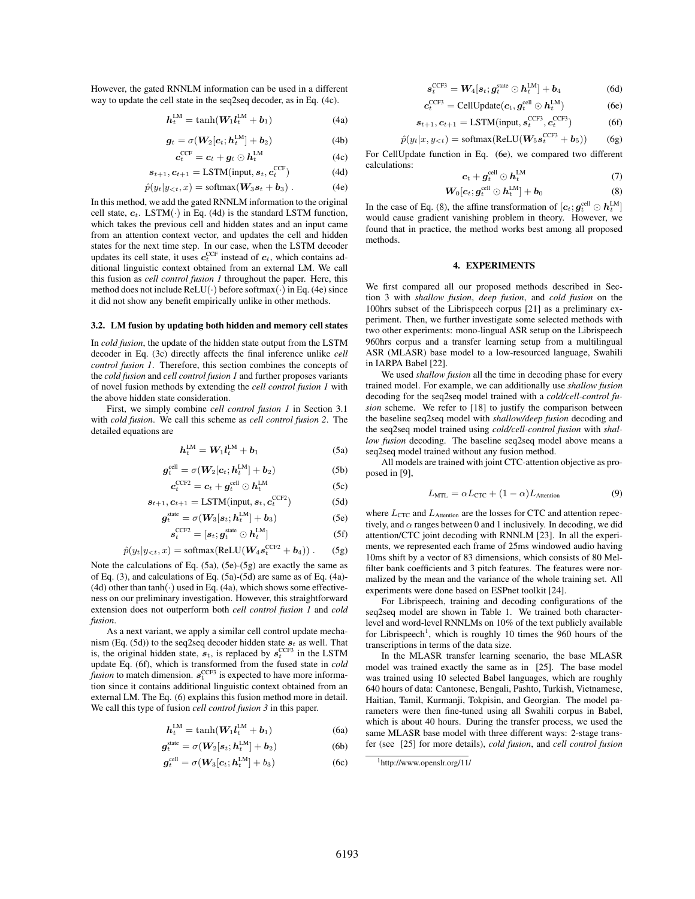However, the gated RNNLM information can be used in a different way to update the cell state in the seq2seq decoder, as in Eq. (4c).

$$\boldsymbol{h}_t^{\text{LM}} = \tanh(\boldsymbol{W}_1 \boldsymbol{l}_t^{\text{LM}} + \boldsymbol{b}_1) \tag{4a}$$

$$\boldsymbol{g}_t = \sigma(\boldsymbol{W}_2[\boldsymbol{c}_t; \boldsymbol{h}_t^{\text{LM}}] + \boldsymbol{b}_2) \tag{4b}$$

$$\boldsymbol{c}_t^{\text{CCF}} = \boldsymbol{c}_t + \boldsymbol{g}_t \odot \boldsymbol{h}_t^{\text{LM}} \tag{4c}$$

$$\boldsymbol{s}_{t+1}, \boldsymbol{c}_{t+1} = \text{LSTM}(\text{input}, \boldsymbol{s}_t, \boldsymbol{c}_t^{\text{CCF}}) \tag{4d}$$

$$\hat{p}(y_t | y_{<t}, x) = \text{softmax}(\boldsymbol{W}_3 \boldsymbol{s}_t + \boldsymbol{b}_3) \ . \tag{4e}$$

In this method, we add the gated RNNLM information to the original cell state, $\boldsymbol{c}_t$. LSTM$(\cdot)$ in Eq. (4d) is the standard LSTM function, which takes the previous cell and hidden states and an input came from an attention context vector, and updates the cell and hidden states for the next time step. In our case, when the LSTM decoder updates its cell state, it uses $\boldsymbol{c}_t^{\text{CCF}}$ instead of $\boldsymbol{c}_t$, which contains additional linguistic context obtained from an external LM. We call this fusion as *cell control fusion 1* throughout the paper. Here, this method does not include ReLU$(\cdot)$ before softmax$(\cdot)$ in Eq. (4e) since it did not show any benefit empirically unlike in other methods.

### 3.2. LM fusion by updating both hidden and memory cell states

In *cold fusion*, the update of the hidden state output from the LSTM decoder in Eq. (3c) directly affects the final inference unlike *cell control fusion 1*. Therefore, this section combines the concepts of the *cold fusion* and *cell control fusion 1* and further proposes variants of novel fusion methods by extending the *cell control fusion 1* with the above hidden state consideration.

First, we simply combine *cell control fusion 1* in Section 3.1 with *cold fusion*. We call this scheme as *cell control fusion 2*. The detailed equations are

$$\boldsymbol{h}_t^{\text{LM}} = \boldsymbol{W}_1 \boldsymbol{l}_t^{\text{LM}} + \boldsymbol{b}_1 \tag{5a}$$

$$\boldsymbol{g}_t^{\text{cell}} = \sigma(\boldsymbol{W}_2[\boldsymbol{c}_t; \boldsymbol{h}_t^{\text{LM}}] + \boldsymbol{b}_2) \tag{5b}$$

$$\boldsymbol{c}_t^{\text{CCF2}} = \boldsymbol{c}_t + \boldsymbol{g}_t^{\text{cell}} \odot \boldsymbol{h}_t^{\text{LM}} \tag{5c}$$

$$\boldsymbol{s}_{t+1}, \boldsymbol{c}_{t+1} = \text{LSTM}(\text{input}, \boldsymbol{s}_t, \boldsymbol{c}_t^{\text{CCF2}}) \tag{5d}$$

$$\boldsymbol{g}_t^{\text{state}} = \sigma(\boldsymbol{W}_3[\boldsymbol{s}_t; \boldsymbol{h}_t^{\text{LM}}] + \boldsymbol{b}_3) \tag{5e}$$

$$\boldsymbol{s}_t^{\text{CCF2}} = [\boldsymbol{s}_t; \boldsymbol{g}_t^{\text{state}} \odot \boldsymbol{h}_t^{\text{LM}}] \tag{5f}$$

$$\hat{p}(y_t | y_{<t}, x) = \text{softmax}(\text{ReLU}(\boldsymbol{W}_4 \boldsymbol{s}_t^{\text{CCF2}} + \boldsymbol{b}_4)) \ . \tag{5g}$$

Note the calculations of Eq. (5a), (5e)-(5g) are exactly the same as of Eq. (3), and calculations of Eq. (5a)-(5d) are same as of Eq. (4a)-(4d) other than tanh$(\cdot)$ used in Eq. (4a), which shows some effectiveness on our preliminary investigation. However, this straightforward extension does not outperform both *cell control fusion 1* and *cold fusion*.

As a next variant, we apply a similar cell control update mechanism (Eq. (5d)) to the seq2seq decoder hidden state $\boldsymbol{s}_t$ as well. That is, the original hidden state, $\boldsymbol{s}_t$, is replaced by $\boldsymbol{s}_t^{\text{CCF3}}$ in the LSTM update Eq. (6f), which is transformed from the fused state in *cold fusion* to match dimension. $\boldsymbol{s}_t^{\text{CCF3}}$ is expected to have more information since it contains additional linguistic context obtained from an external LM. The Eq. (6) explains this fusion method more in detail. We call this type of fusion *cell control fusion 3* in this paper.

$$\boldsymbol{h}_t^{\text{LM}} = \tanh(\boldsymbol{W}_1 \boldsymbol{l}_t^{\text{LM}} + \boldsymbol{b}_1) \tag{6a}$$

$$\boldsymbol{g}_t^{\text{state}} = \sigma(\boldsymbol{W}_2[\boldsymbol{s}_t; \boldsymbol{h}_t^{\text{LM}}] + \boldsymbol{b}_2) \tag{6b}$$

$$\boldsymbol{g}_t^{\text{cell}} = \sigma(\boldsymbol{W}_3[\boldsymbol{c}_t; \boldsymbol{h}_t^{\text{LM}}] + b_3) \tag{6c}$$

$$\boldsymbol{s}_t^{\text{CCF3}} = \boldsymbol{W}_4[\boldsymbol{s}_t; \boldsymbol{g}_t^{\text{state}} \odot \boldsymbol{h}_t^{\text{LM}}] + \boldsymbol{b}_4 \tag{6d}$$

$$\boldsymbol{c}_t^{\text{CCF3}} = \text{CellUpdate}(\boldsymbol{c}_t, \boldsymbol{g}_t^{\text{cell}} \odot \boldsymbol{h}_t^{\text{LM}}) \tag{6e}$$

$$\boldsymbol{s}_{t+1}, \boldsymbol{c}_{t+1} = \text{LSTM}(\text{input}, \boldsymbol{s}_t^{\text{CCF3}}, \boldsymbol{c}_t^{\text{CCF3}}) \tag{6f}$$

$$\hat{p}(y_t | x, y_{<t}) = \text{softmax}(\text{ReLU}(\boldsymbol{W}_5 \boldsymbol{s}_t^{\text{CCF3}} + \boldsymbol{b}_5)) \tag{6g}$$

For CellUpdate function in Eq. (6e), we compared two different calculations:

$$\boldsymbol{c}_t + \boldsymbol{g}_t^{\text{cell}} \odot \boldsymbol{h}_t^{\text{LM}} \tag{7}$$

$$\boldsymbol{W}_0[\boldsymbol{c}_t; \boldsymbol{g}_t^{\text{cell}} \odot \boldsymbol{h}_t^{\text{LM}}] + \boldsymbol{b}_0 \tag{8}$$

In the case of Eq. (8), the affine transformation of $[\boldsymbol{c}_t; \boldsymbol{g}_t^{\text{cell}} \odot \boldsymbol{h}_t^{\text{LM}}]$ would cause gradient vanishing problem in theory. However, we found that in practice, the method works best among all proposed methods.

## 4. EXPERIMENTS

We first compared all our proposed methods described in Section 3 with *shallow fusion*, *deep fusion*, and *cold fusion* on the 100hrs subset of the Librispeech corpus [21] as a preliminary experiment. Then, we further investigate some selected methods with two other experiments: mono-lingual ASR setup on the Librispeech 960hrs corpus and a transfer learning setup from a multilingual ASR (MLASR) base model to a low-resourced language, Swahili in IARPA Babel [22].

We used *shallow fusion* all the time in decoding phase for every trained model. For example, we can additionally use *shallow fusion* decoding for the seq2seq model trained with a *cold/cell-control fusion* scheme. We refer to [18] to justify the comparison between the baseline seq2seq model with *shallow/deep fusion* decoding and the seq2seq model trained using *cold/cell-control fusion* with *shallow fusion* decoding. The baseline seq2seq model above means a seq2seq model trained without any fusion method.

All models are trained with joint CTC-attention objective as proposed in [9],

$$L_{\text{MTL}} = \alpha L_{\text{CTC}} + (1 - \alpha) L_{\text{Attention}} \tag{9}$$

where $L_{\text{CTC}}$ and $L_{\text{Attention}}$ are the losses for CTC and attention repectively, and $\alpha$ ranges between 0 and 1 inclusively. In decoding, we did attention/CTC joint decoding with RNNLM [23]. In all the experiments, we represented each frame of 25ms windowed audio having 10ms shift by a vector of 83 dimensions, which consists of 80 Mel-filter bank coefficients and 3 pitch features. The features were normalized by the mean and the variance of the whole training set. All experiments were done based on ESPnet toolkit [24].

For Librispeech, training and decoding configurations of the seq2seq model are shown in Table 1. We trained both character-level and word-level RNNLMs on 10% of the text publicly available for Librispeech[1], which is roughly 10 times the 960 hours of the transcriptions in terms of the data size.

In the MLASR transfer learning scenario, the base MLASR model was trained exactly the same as in [25]. The base model was trained using 10 selected Babel languages, which are roughly 640 hours of data: Cantonese, Bengali, Pashto, Turkish, Vietnamese, Haitian, Tamil, Kurmanji, Tokpisin, and Georgian. The model parameters were then fine-tuned using all Swahili corpus in Babel, which is about 40 hours. During the transfer process, we used the same MLASR base model with three different ways: 2-stage transfer (see [25] for more details), *cold fusion*, and *cell control fusion*

[1] http://www.openslr.org/11/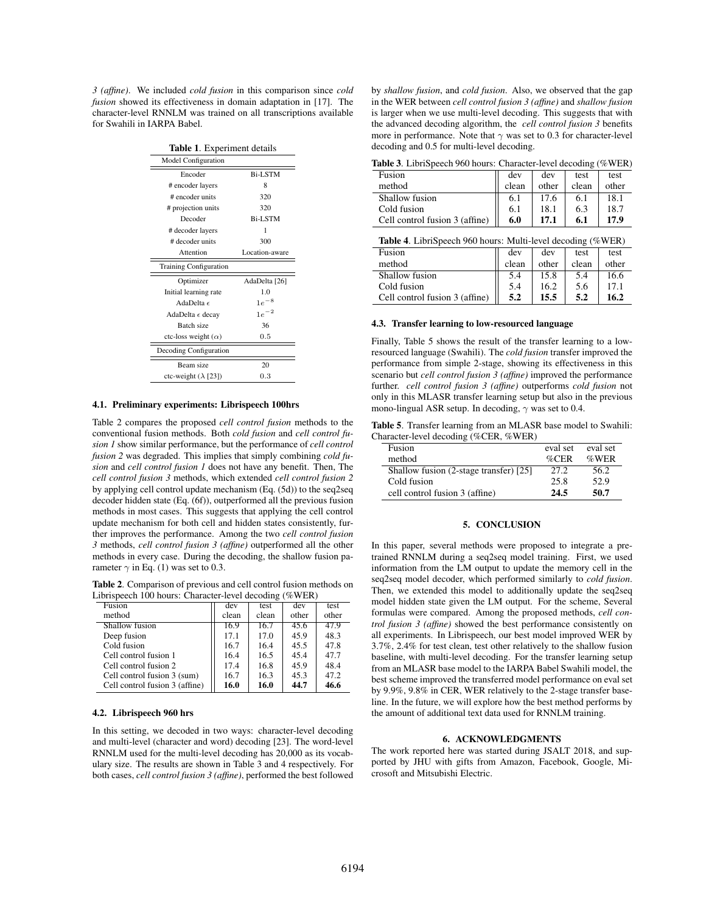*3 (affine)*. We included *cold fusion* in this comparison since *cold fusion* showed its effectiveness in domain adaptation in [17]. The character-level RNNLM was trained on all transcriptions available for Swahili in IARPA Babel.

**Table 1**. Experiment details

| Model Configuration | |
|---|---|
| Encoder | Bi-LSTM |
| # encoder layers | 8 |
| # encoder units | 320 |
| # projection units | 320 |
| Decoder | Bi-LSTM |
| # decoder layers | 1 |
| # decoder units | 300 |
| Attention | Location-aware |
| **Training Configuration** | |
| Optimizer | AdaDelta [26] |
| Initial learning rate | 1.0 |
| AdaDelta $\epsilon$ | $1e^{-8}$ |
| AdaDelta $\epsilon$ decay | $1e^{-2}$ |
| Batch size | 36 |
| ctc-loss weight ($\alpha$) | 0.5 |
| **Decoding Configuration** | |
| Beam size | 20 |
| ctc-weight ($\lambda$ [23]) | 0.3 |

### 4.1. Preliminary experiments: Librispeech 100hrs

Table 2 compares the proposed *cell control fusion* methods to the conventional fusion methods. Both *cold fusion* and *cell control fusion 1* show similar performance, but the performance of *cell control fusion 2* was degraded. This implies that simply combining *cold fusion* and *cell control fusion 1* does not have any benefit. Then, The *cell control fusion 3* methods, which extended *cell control fusion 2* by applying cell control update mechanism (Eq. (5d)) to the seq2seq decoder hidden state (Eq. (6f)), outperformed all the previous fusion methods in most cases. This suggests that applying the cell control update mechanism for both cell and hidden states consistently, further improves the performance. Among the two *cell control fusion 3* methods, *cell control fusion 3 (affine)* outperformed all the other methods in every case. During the decoding, the shallow fusion parameter $\gamma$ in Eq. (1) was set to 0.3.

**Table 2**. Comparison of previous and cell control fusion methods on Librispeech 100 hours: Character-level decoding (%WER)

| Fusion method | dev clean | test clean | dev other | test other |
|---|---|---|---|---|
| Shallow fusion | 16.9 | 16.7 | 45.6 | 47.9 |
| Deep fusion | 17.1 | 17.0 | 45.9 | 48.3 |
| Cold fusion | 16.7 | 16.4 | 45.5 | 47.8 |
| Cell control fusion 1 | 16.4 | 16.5 | 45.4 | 47.7 |
| Cell control fusion 2 | 17.4 | 16.8 | 45.9 | 48.4 |
| Cell control fusion 3 (sum) | 16.7 | 16.3 | 45.3 | 47.2 |
| Cell control fusion 3 (affine) | **16.0** | **16.0** | **44.7** | **46.6** |

### 4.2. Librispeech 960 hrs

In this setting, we decoded in two ways: character-level decoding and multi-level (character and word) decoding [23]. The word-level RNNLM used for the multi-level decoding has 20,000 as its vocabulary size. The results are shown in Table 3 and 4 respectively. For both cases, *cell control fusion 3 (affine)*, performed the best followed by *shallow fusion*, and *cold fusion*. Also, we observed that the gap in the WER between *cell control fusion 3 (affine)* and *shallow fusion* is larger when we use multi-level decoding. This suggests that with the advanced decoding algorithm, the *cell control fusion 3* benefits more in performance. Note that $\gamma$ was set to 0.3 for character-level decoding and 0.5 for multi-level decoding.

**Table 3**. LibriSpeech 960 hours: Character-level decoding (%WER)

| Fusion method | dev clean | dev other | test clean | test other |
|---|---|---|---|---|
| Shallow fusion | 6.1 | 17.6 | 6.1 | 18.1 |
| Cold fusion | 6.1 | 18.1 | 6.3 | 18.7 |
| Cell control fusion 3 (affine) | **6.0** | **17.1** | **6.1** | **17.9** |

**Table 4**. LibriSpeech 960 hours: Multi-level decoding (%WER)

| Fusion method | dev clean | dev other | test clean | test other |
|---|---|---|---|---|
| Shallow fusion | 5.4 | 15.8 | 5.4 | 16.6 |
| Cold fusion | 5.4 | 16.2 | 5.6 | 17.1 |
| Cell control fusion 3 (affine) | **5.2** | **15.5** | **5.2** | **16.2** |

### 4.3. Transfer learning to low-resourced language

Finally, Table 5 shows the result of the transfer learning to a low-resourced language (Swahili). The *cold fusion* transfer improved the performance from simple 2-stage, showing its effectiveness in this scenario but *cell control fusion 3 (affine)* improved the performance further. *cell control fusion 3 (affine)* outperforms *cold fusion* not only in this MLASR transfer learning setup but also in the previous mono-lingual ASR setup. In decoding, $\gamma$ was set to 0.4.

**Table 5**. Transfer learning from an MLASR base model to Swahili: Character-level decoding (%CER, %WER)

| Fusion method | eval set %CER | eval set %WER |
|---|---|---|
| Shallow fusion (2-stage transfer) [25] | 27.2 | 56.2 |
| Cold fusion | 25.8 | 52.9 |
| cell control fusion 3 (affine) | **24.5** | **50.7** |

## 5. CONCLUSION

In this paper, several methods were proposed to integrate a pre-trained RNNLM during a seq2seq model training. First, we used information from the LM output to update the memory cell in the seq2seq model decoder, which performed similarly to *cold fusion*. Then, we extended this model to additionally update the seq2seq model hidden state given the LM output. For the scheme, Several formulas were compared. Among the proposed methods, *cell control fusion 3 (affine)* showed the best performance consistently on all experiments. In Librispeech, our best model improved WER by 3.7%, 2.4% for test clean, test other relatively to the shallow fusion baseline, with multi-level decoding. For the transfer learning setup from an MLASR base model to the IARPA Babel Swahili model, the best scheme improved the transferred model performance on eval set by 9.9%, 9.8% in CER, WER relatively to the 2-stage transfer baseline. In the future, we will explore how the best method performs by the amount of additional text data used for RNNLM training.

## 6. ACKNOWLEDGMENTS

The work reported here was started during JSALT 2018, and supported by JHU with gifts from Amazon, Facebook, Google, Microsoft and Mitsubishi Electric.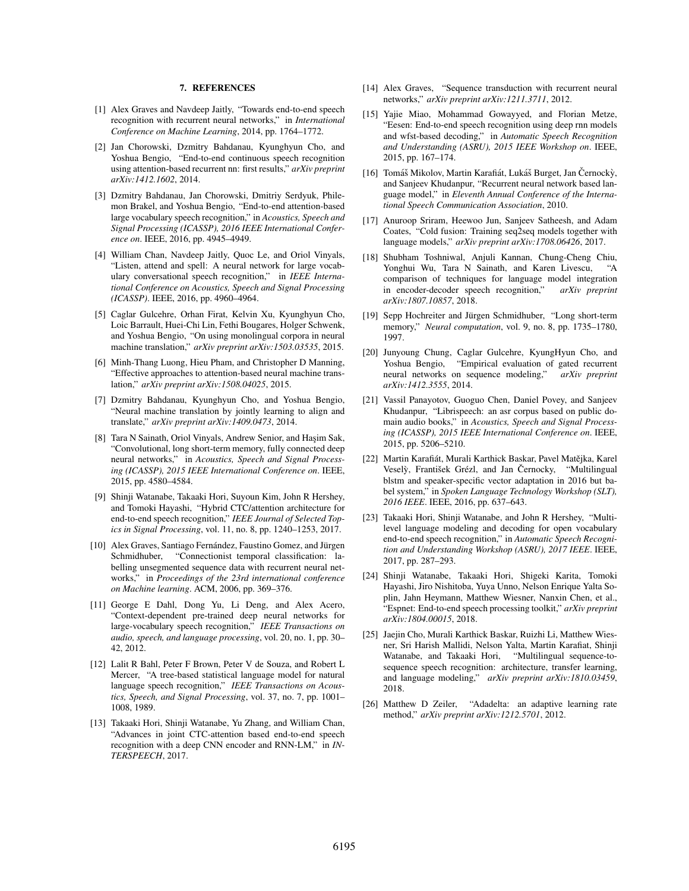## 7. REFERENCES

[1] Alex Graves and Navdeep Jaitly, "Towards end-to-end speech recognition with recurrent neural networks," in *International Conference on Machine Learning*, 2014, pp. 1764–1772.

[2] Jan Chorowski, Dzmitry Bahdanau, Kyunghyun Cho, and Yoshua Bengio, "End-to-end continuous speech recognition using attention-based recurrent nn: first results," *arXiv preprint arXiv:1412.1602*, 2014.

[3] Dzmitry Bahdanau, Jan Chorowski, Dmitriy Serdyuk, Philemon Brakel, and Yoshua Bengio, "End-to-end attention-based large vocabulary speech recognition," in *Acoustics, Speech and Signal Processing (ICASSP), 2016 IEEE International Conference on*. IEEE, 2016, pp. 4945–4949.

[4] William Chan, Navdeep Jaitly, Quoc Le, and Oriol Vinyals, "Listen, attend and spell: A neural network for large vocabulary conversational speech recognition," in *IEEE International Conference on Acoustics, Speech and Signal Processing (ICASSP)*. IEEE, 2016, pp. 4960–4964.

[5] Caglar Gulcehre, Orhan Firat, Kelvin Xu, Kyunghyun Cho, Loic Barrault, Huei-Chi Lin, Fethi Bougares, Holger Schwenk, and Yoshua Bengio, "On using monolingual corpora in neural machine translation," *arXiv preprint arXiv:1503.03535*, 2015.

[6] Minh-Thang Luong, Hieu Pham, and Christopher D Manning, "Effective approaches to attention-based neural machine translation," *arXiv preprint arXiv:1508.04025*, 2015.

[7] Dzmitry Bahdanau, Kyunghyun Cho, and Yoshua Bengio, "Neural machine translation by jointly learning to align and translate," *arXiv preprint arXiv:1409.0473*, 2014.

[8] Tara N Sainath, Oriol Vinyals, Andrew Senior, and Haşim Sak, "Convolutional, long short-term memory, fully connected deep neural networks," in *Acoustics, Speech and Signal Processing (ICASSP), 2015 IEEE International Conference on*. IEEE, 2015, pp. 4580–4584.

[9] Shinji Watanabe, Takaaki Hori, Suyoun Kim, John R Hershey, and Tomoki Hayashi, "Hybrid CTC/attention architecture for end-to-end speech recognition," *IEEE Journal of Selected Topics in Signal Processing*, vol. 11, no. 8, pp. 1240–1253, 2017.

[10] Alex Graves, Santiago Fernández, Faustino Gomez, and Jürgen Schmidhuber, "Connectionist temporal classification: labelling unsegmented sequence data with recurrent neural networks," in *Proceedings of the 23rd international conference on Machine learning*. ACM, 2006, pp. 369–376.

[11] George E Dahl, Dong Yu, Li Deng, and Alex Acero, "Context-dependent pre-trained deep neural networks for large-vocabulary speech recognition," *IEEE Transactions on audio, speech, and language processing*, vol. 20, no. 1, pp. 30–42, 2012.

[12] Lalit R Bahl, Peter F Brown, Peter V de Souza, and Robert L Mercer, "A tree-based statistical language model for natural language speech recognition," *IEEE Transactions on Acoustics, Speech, and Signal Processing*, vol. 37, no. 7, pp. 1001–1008, 1989.

[13] Takaaki Hori, Shinji Watanabe, Yu Zhang, and William Chan, "Advances in joint CTC-attention based end-to-end speech recognition with a deep CNN encoder and RNN-LM," in *INTERSPEECH*, 2017.

[14] Alex Graves, "Sequence transduction with recurrent neural networks," *arXiv preprint arXiv:1211.3711*, 2012.

[15] Yajie Miao, Mohammad Gowayyed, and Florian Metze, "Eesen: End-to-end speech recognition using deep rnn models and wfst-based decoding," in *Automatic Speech Recognition and Understanding (ASRU), 2015 IEEE Workshop on*. IEEE, 2015, pp. 167–174.

[16] Tomáš Mikolov, Martin Karafiát, Lukáš Burget, Jan Černockỳ, and Sanjeev Khudanpur, "Recurrent neural network based language model," in *Eleventh Annual Conference of the International Speech Communication Association*, 2010.

[17] Anuroop Sriram, Heewoo Jun, Sanjeev Satheesh, and Adam Coates, "Cold fusion: Training seq2seq models together with language models," *arXiv preprint arXiv:1708.06426*, 2017.

[18] Shubham Toshniwal, Anjuli Kannan, Chung-Cheng Chiu, Yonghui Wu, Tara N Sainath, and Karen Livescu, "A comparison of techniques for language model integration in encoder-decoder speech recognition," *arXiv preprint arXiv:1807.10857*, 2018.

[19] Sepp Hochreiter and Jürgen Schmidhuber, "Long short-term memory," *Neural computation*, vol. 9, no. 8, pp. 1735–1780, 1997.

[20] Junyoung Chung, Caglar Gulcehre, KyungHyun Cho, and Yoshua Bengio, "Empirical evaluation of gated recurrent neural networks on sequence modeling," *arXiv preprint arXiv:1412.3555*, 2014.

[21] Vassil Panayotov, Guoguo Chen, Daniel Povey, and Sanjeev Khudanpur, "Librispeech: an asr corpus based on public domain audio books," in *Acoustics, Speech and Signal Processing (ICASSP), 2015 IEEE International Conference on*. IEEE, 2015, pp. 5206–5210.

[22] Martin Karafiát, Murali Karthick Baskar, Pavel Matějka, Karel Veselỳ, František Grézl, and Jan Černocky, "Multilingual blstm and speaker-specific vector adaptation in 2016 but babel system," in *Spoken Language Technology Workshop (SLT), 2016 IEEE*. IEEE, 2016, pp. 637–643.

[23] Takaaki Hori, Shinji Watanabe, and John R Hershey, "Multi-level language modeling and decoding for open vocabulary end-to-end speech recognition," in *Automatic Speech Recognition and Understanding Workshop (ASRU), 2017 IEEE*. IEEE, 2017, pp. 287–293.

[24] Shinji Watanabe, Takaaki Hori, Shigeki Karita, Tomoki Hayashi, Jiro Nishitoba, Yuya Unno, Nelson Enrique Yalta Soplin, Jahn Heymann, Matthew Wiesner, Nanxin Chen, et al., "Espnet: End-to-end speech processing toolkit," *arXiv preprint arXiv:1804.00015*, 2018.

[25] Jaejin Cho, Murali Karthick Baskar, Ruizhi Li, Matthew Wiesner, Sri Harish Mallidi, Nelson Yalta, Martin Karafiat, Shinji Watanabe, and Takaaki Hori, "Multilingual sequence-to-sequence speech recognition: architecture, transfer learning, and language modeling," *arXiv preprint arXiv:1810.03459*, 2018.

[26] Matthew D Zeiler, "Adadelta: an adaptive learning rate method," *arXiv preprint arXiv:1212.5701*, 2012.